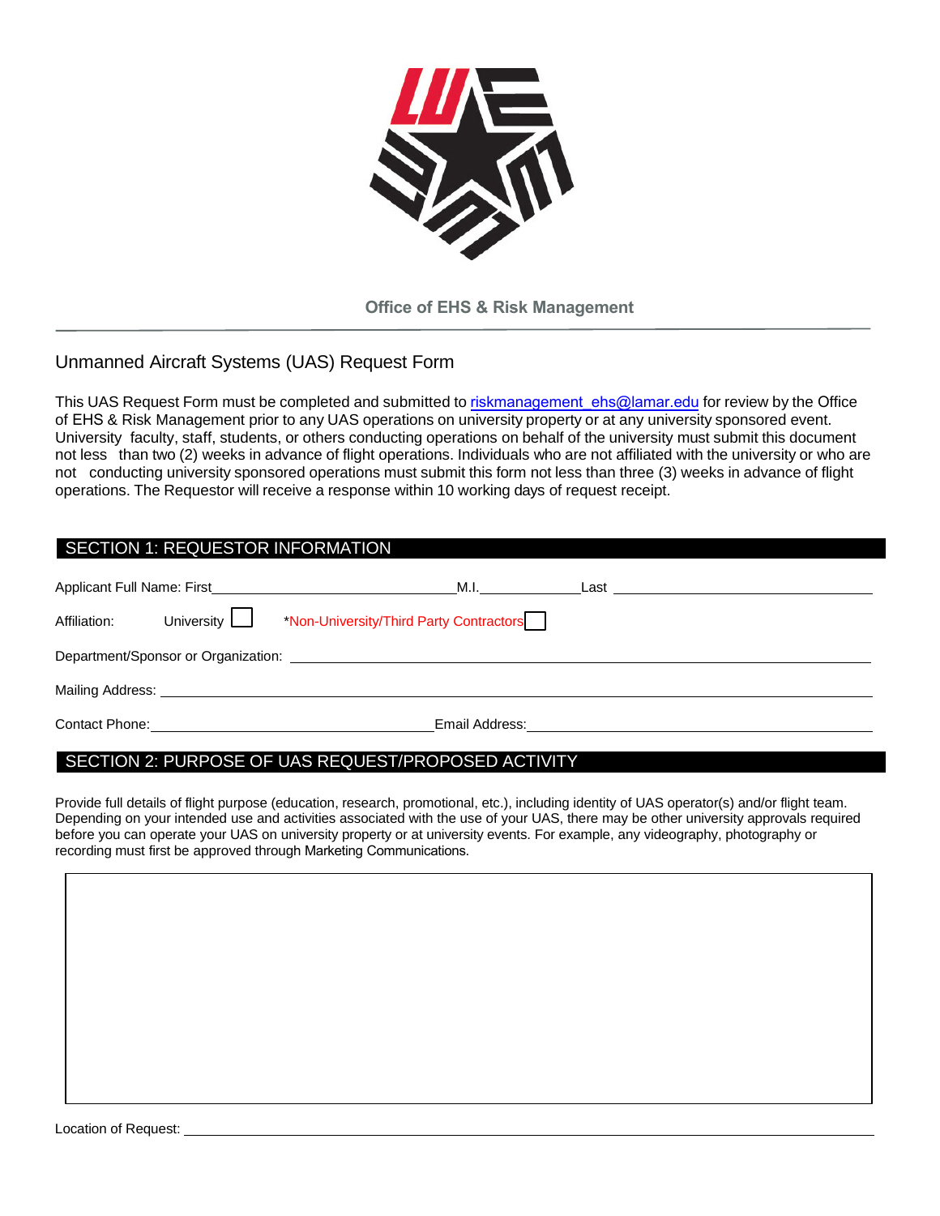**Office of EHS & Risk Management**

# Unmanned Aircraft Systems (UAS) Request Form

This UAS Request Form must be completed and submitted to riskmanagement_ehs@lamar.edu for review by the Office of EHS & Risk Management prior to any UAS operations on university property or at any university sponsored event. University faculty, staff, students, or others conducting operations on behalf of the university must submit this document not less than two (2) weeks in advance of flight operations. Individuals who are not affiliated with the university or who are not conducting university sponsored operations must submit this form not less than three (3) weeks in advance of flight operations. The Requestor will receive a response within 10 working days of request receipt.

## SECTION 1: REQUESTOR INFORMATION

Applicant Full Name: First\_\_\_\_\_\_\_\_\_\_\_\_\_\_\_\_\_\_\_\_ M.I.\_\_\_\_\_\_\_\_ Last \_\_\_\_\_\_\_\_\_\_\_\_\_\_\_\_\_\_\_\_

Affiliation: University ☐ *Non-University/Third Party Contractors ☐

Department/Sponsor or Organization: \_\_\_\_\_\_\_\_\_\_\_\_\_\_\_\_\_\_\_\_\_\_\_\_\_\_\_\_\_\_\_\_\_\_\_\_\_\_\_\_

Mailing Address: \_\_\_\_\_\_\_\_\_\_\_\_\_\_\_\_\_\_\_\_\_\_\_\_\_\_\_\_\_\_\_\_\_\_\_\_\_\_\_\_\_\_\_\_\_\_\_\_

Contact Phone: \_\_\_\_\_\_\_\_\_\_\_\_\_\_\_\_\_\_\_\_\_\_\_\_ Email Address: \_\_\_\_\_\_\_\_\_\_\_\_\_\_\_\_\_\_\_\_\_\_\_\_

## SECTION 2: PURPOSE OF UAS REQUEST/PROPOSED ACTIVITY

Provide full details of flight purpose (education, research, promotional, etc.), including identity of UAS operator(s) and/or flight team. Depending on your intended use and activities associated with the use of your UAS, there may be other university approvals required before you can operate your UAS on university property or at university events. For example, any videography, photography or recording must first be approved through Marketing Communications.

| |
|---|
| |

Location of Request: \_\_\_\_\_\_\_\_\_\_\_\_\_\_\_\_\_\_\_\_\_\_\_\_\_\_\_\_\_\_\_\_\_\_\_\_\_\_\_\_\_\_\_\_\_\_\_\_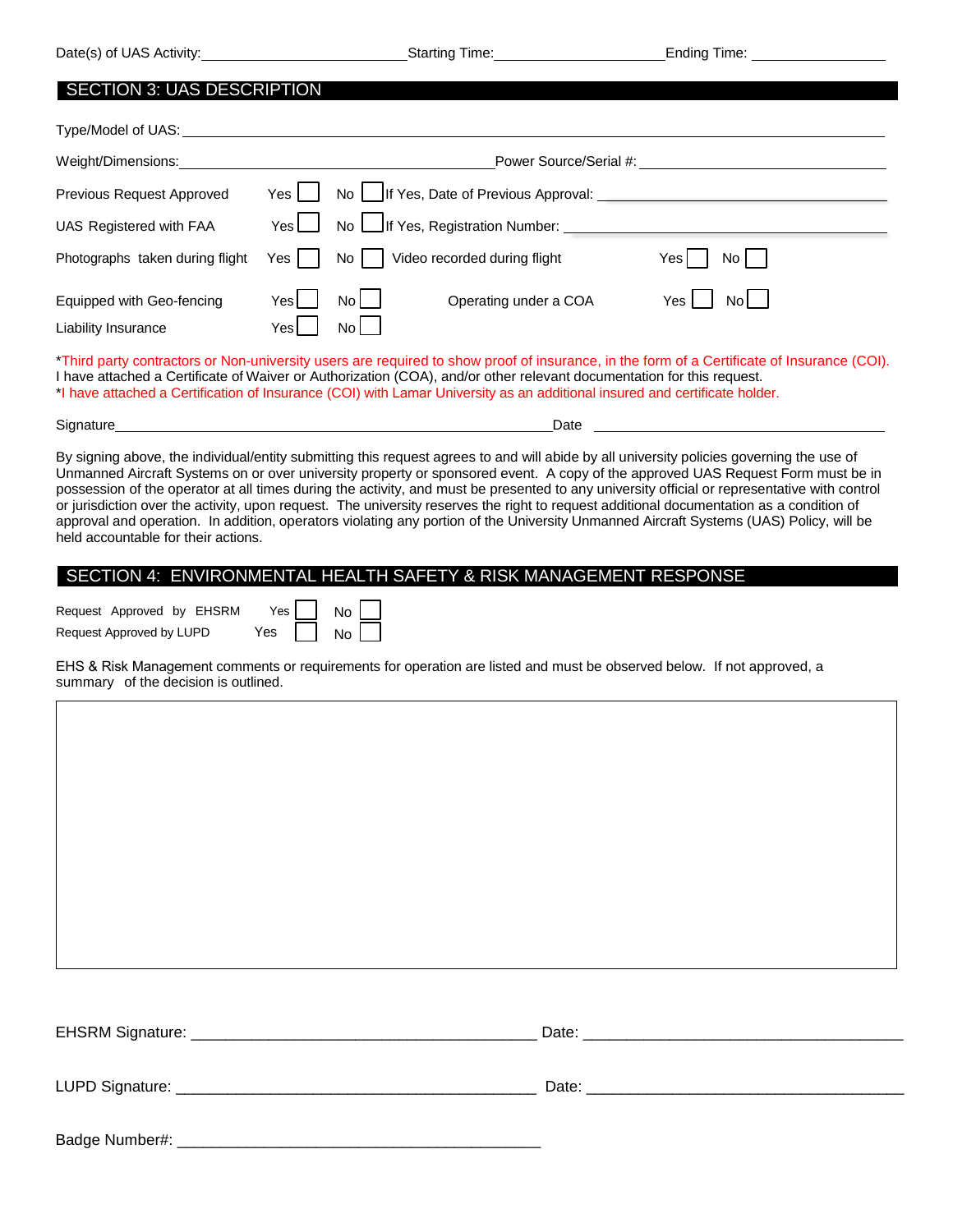Date(s) of UAS Activity: ______________________ Starting Time: ______________________ Ending Time: ______________________

## SECTION 3: UAS DESCRIPTION

Type/Model of UAS: ______________________________________________

Weight/Dimensions: ______________________ Power Source/Serial #: ______________________

Previous Request Approved Yes ☐ No ☐ If Yes, Date of Previous Approval: ______________________

UAS Registered with FAA Yes ☐ No ☐ If Yes, Registration Number: ______________________

Photographs taken during flight Yes ☐ No ☐ Video recorded during flight Yes ☐ No ☐

Equipped with Geo-fencing Yes ☐ No ☐ Operating under a COA Yes ☐ No ☐

Liability Insurance Yes ☐ No ☐

*Third party contractors or Non-university users are required to show proof of insurance, in the form of a Certificate of Insurance (COI).
I have attached a Certificate of Waiver or Authorization (COA), and/or other relevant documentation for this request.
*I have attached a Certification of Insurance (COI) with Lamar University as an additional insured and certificate holder.

Signature ______________________________________ Date ______________________

By signing above, the individual/entity submitting this request agrees to and will abide by all university policies governing the use of Unmanned Aircraft Systems on or over university property or sponsored event. A copy of the approved UAS Request Form must be in possession of the operator at all times during the activity, and must be presented to any university official or representative with control or jurisdiction over the activity, upon request. The university reserves the right to request additional documentation as a condition of approval and operation. In addition, operators violating any portion of the University Unmanned Aircraft Systems (UAS) Policy, will be held accountable for their actions.

## SECTION 4: ENVIRONMENTAL HEALTH SAFETY & RISK MANAGEMENT RESPONSE

Request Approved by EHSRM Yes ☐ No ☐
Request Approved by LUPD Yes ☐ No ☐

EHS & Risk Management comments or requirements for operation are listed and must be observed below. If not approved, a summary of the decision is outlined.

EHSRM Signature: ______________________________________ Date: ______________________

LUPD Signature: ______________________________________ Date: ______________________

Badge Number#: ______________________________________